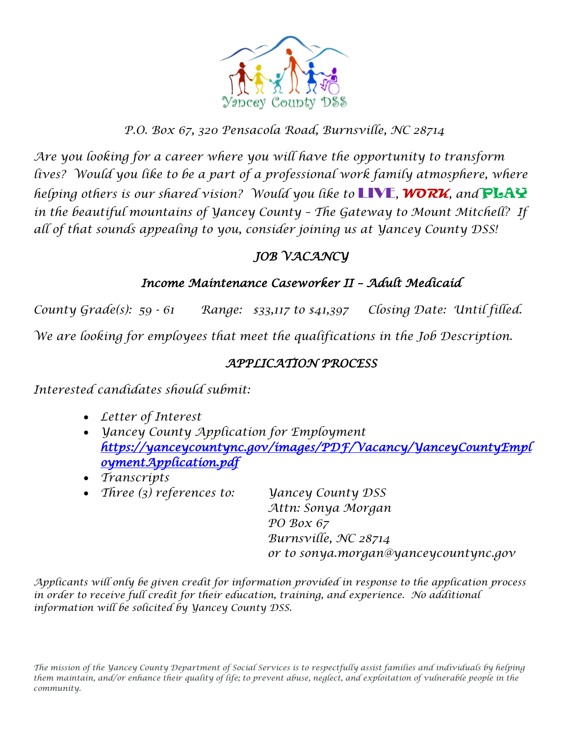Yancey County DSS

P.O. Box 67, 320 Pensacola Road, Burnsville, NC 28714

*Are you looking for a career where you will have the opportunity to transform lives? Would you like to be a part of a professional work family atmosphere, where helping others is our shared vision? Would you like to **LIVE**, **WORK**, and **PLAY** in the beautiful mountains of Yancey County – The Gateway to Mount Mitchell? If all of that sounds appealing to you, consider joining us at Yancey County DSS!*

## JOB VACANCY

### Income Maintenance Caseworker II – Adult Medicaid

County Grade(s): 59 - 61 Range: $33,117 to $41,397 Closing Date: Until filled.

We are looking for employees that meet the qualifications in the Job Description.

## APPLICATION PROCESS

Interested candidates should submit:

- Letter of Interest
- Yancey County Application for Employment [https://yanceycountync.gov/images/PDF/Vacancy/YanceyCountyEmploymentApplication.pdf](https://yanceycountync.gov/images/PDF/Vacancy/YanceyCountyEmploymentApplication.pdf)
- Transcripts
- Three (3) references to:

  Yancey County DSS
  Attn: Sonya Morgan
  PO Box 67
  Burnsville, NC 28714
  or to sonya.morgan@yanceycountync.gov

*Applicants will only be given credit for information provided in response to the application process in order to receive full credit for their education, training, and experience. No additional information will be solicited by Yancey County DSS.*

*The mission of the Yancey County Department of Social Services is to respectfully assist families and individuals by helping them maintain, and/or enhance their quality of life; to prevent abuse, neglect, and exploitation of vulnerable people in the community.*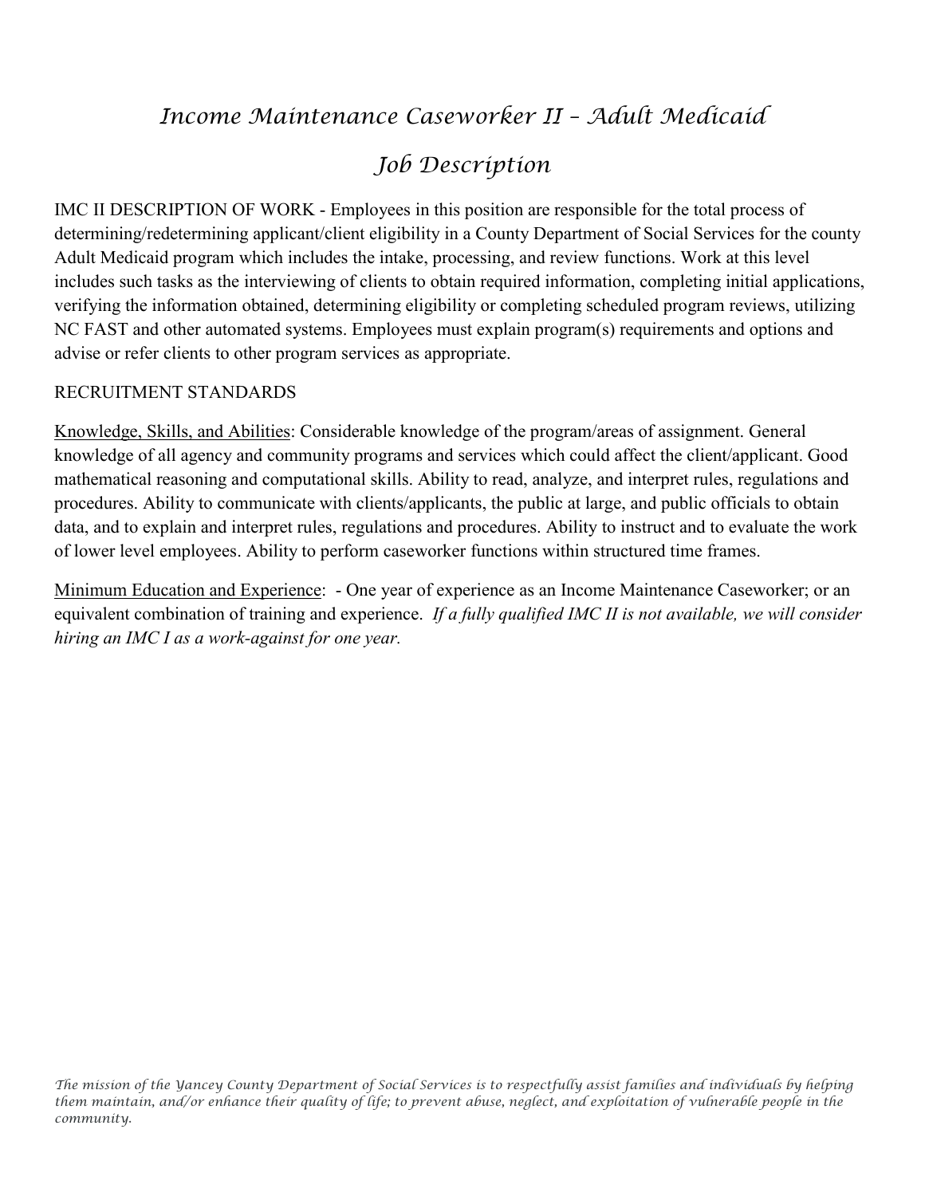# *Income Maintenance Caseworker II – Adult Medicaid*

# *Job Description*

IMC II DESCRIPTION OF WORK - Employees in this position are responsible for the total process of determining/redetermining applicant/client eligibility in a County Department of Social Services for the county Adult Medicaid program which includes the intake, processing, and review functions. Work at this level includes such tasks as the interviewing of clients to obtain required information, completing initial applications, verifying the information obtained, determining eligibility or completing scheduled program reviews, utilizing NC FAST and other automated systems. Employees must explain program(s) requirements and options and advise or refer clients to other program services as appropriate.

RECRUITMENT STANDARDS

<u>Knowledge, Skills, and Abilities</u>: Considerable knowledge of the program/areas of assignment. General knowledge of all agency and community programs and services which could affect the client/applicant. Good mathematical reasoning and computational skills. Ability to read, analyze, and interpret rules, regulations and procedures. Ability to communicate with clients/applicants, the public at large, and public officials to obtain data, and to explain and interpret rules, regulations and procedures. Ability to instruct and to evaluate the work of lower level employees. Ability to perform caseworker functions within structured time frames.

<u>Minimum Education and Experience</u>: - One year of experience as an Income Maintenance Caseworker; or an equivalent combination of training and experience. *If a fully qualified IMC II is not available, we will consider hiring an IMC I as a work-against for one year.*

*The mission of the Yancey County Department of Social Services is to respectfully assist families and individuals by helping them maintain, and/or enhance their quality of life; to prevent abuse, neglect, and exploitation of vulnerable people in the community.*